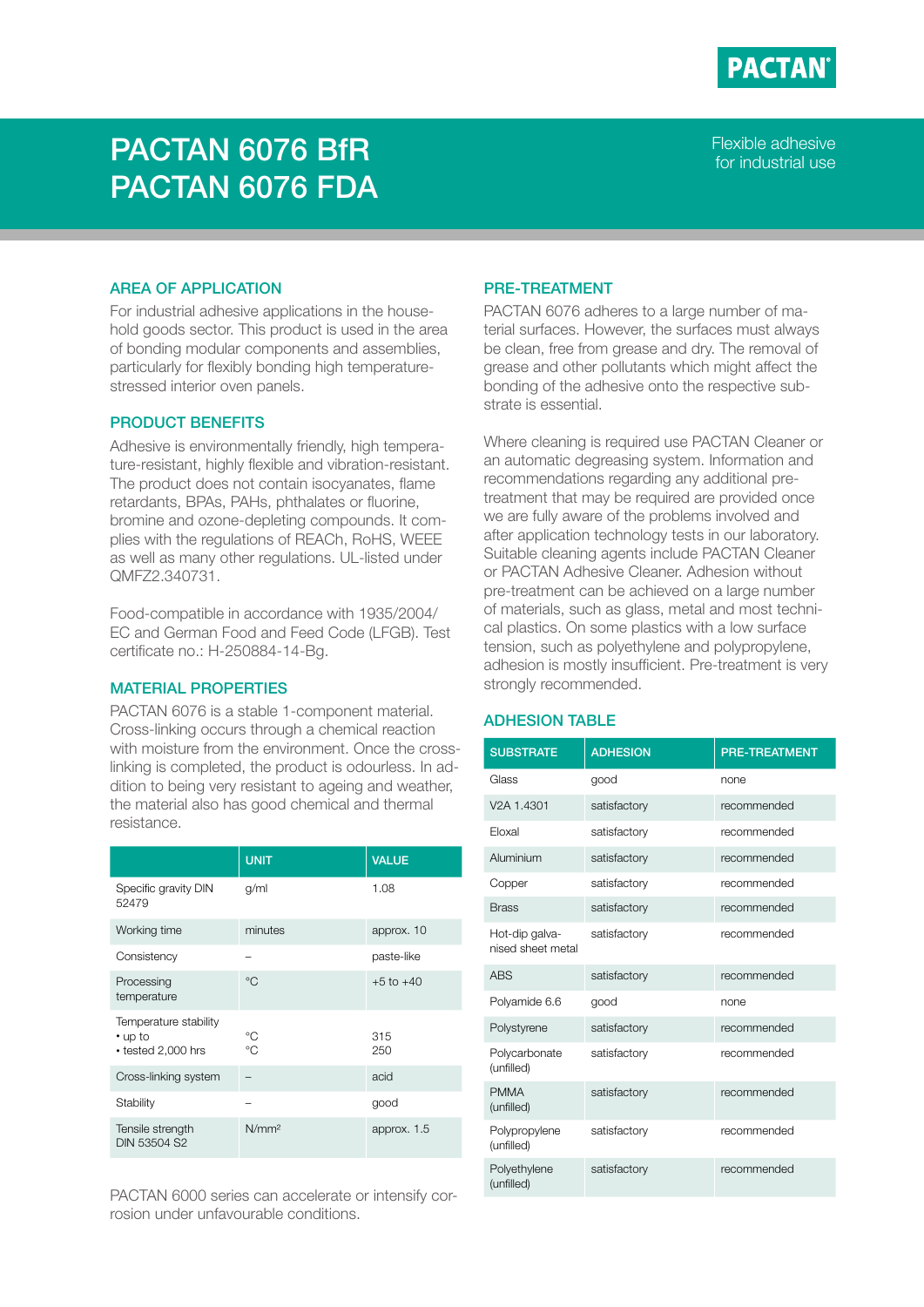PACTAN

# PACTAN 6076 BfR
# PACTAN 6076 FDA

Flexible adhesive for industrial use

## AREA OF APPLICATION

For industrial adhesive applications in the household goods sector. This product is used in the area of bonding modular components and assemblies, particularly for flexibly bonding high temperature-stressed interior oven panels.

## PRODUCT BENEFITS

Adhesive is environmentally friendly, high temperature-resistant, highly flexible and vibration-resistant. The product does not contain isocyanates, flame retardants, BPAs, PAHs, phthalates or fluorine, bromine and ozone-depleting compounds. It complies with the regulations of REACh, RoHS, WEEE as well as many other regulations. UL-listed under QMFZ2.340731.

Food-compatible in accordance with 1935/2004/EC and German Food and Feed Code (LFGB). Test certificate no.: H-250884-14-Bg.

## MATERIAL PROPERTIES

PACTAN 6076 is a stable 1-component material. Cross-linking occurs through a chemical reaction with moisture from the environment. Once the cross-linking is completed, the product is odourless. In addition to being very resistant to ageing and weather, the material also has good chemical and thermal resistance.

| | UNIT | VALUE |
|---|---|---|
| Specific gravity DIN 52479 | g/ml | 1.08 |
| Working time | minutes | approx. 10 |
| Consistency | – | paste-like |
| Processing temperature | °C | +5 to +40 |
| Temperature stability<br>• up to<br>• tested 2,000 hrs | <br>°C<br>°C | <br>315<br>250 |
| Cross-linking system | – | acid |
| Stability | – | good |
| Tensile strength DIN 53504 S2 | N/mm² | approx. 1.5 |

PACTAN 6000 series can accelerate or intensify corrosion under unfavourable conditions.

## PRE-TREATMENT

PACTAN 6076 adheres to a large number of material surfaces. However, the surfaces must always be clean, free from grease and dry. The removal of grease and other pollutants which might affect the bonding of the adhesive onto the respective substrate is essential.

Where cleaning is required use PACTAN Cleaner or an automatic degreasing system. Information and recommendations regarding any additional pre-treatment that may be required are provided once we are fully aware of the problems involved and after application technology tests in our laboratory. Suitable cleaning agents include PACTAN Cleaner or PACTAN Adhesive Cleaner. Adhesion without pre-treatment can be achieved on a large number of materials, such as glass, metal and most technical plastics. On some plastics with a low surface tension, such as polyethylene and polypropylene, adhesion is mostly insufficient. Pre-treatment is very strongly recommended.

## ADHESION TABLE

| SUBSTRATE | ADHESION | PRE-TREATMENT |
|---|---|---|
| Glass | good | none |
| V2A 1.4301 | satisfactory | recommended |
| Eloxal | satisfactory | recommended |
| Aluminium | satisfactory | recommended |
| Copper | satisfactory | recommended |
| Brass | satisfactory | recommended |
| Hot-dip galvanised sheet metal | satisfactory | recommended |
| ABS | satisfactory | recommended |
| Polyamide 6.6 | good | none |
| Polystyrene | satisfactory | recommended |
| Polycarbonate (unfilled) | satisfactory | recommended |
| PMMA (unfilled) | satisfactory | recommended |
| Polypropylene (unfilled) | satisfactory | recommended |
| Polyethylene (unfilled) | satisfactory | recommended |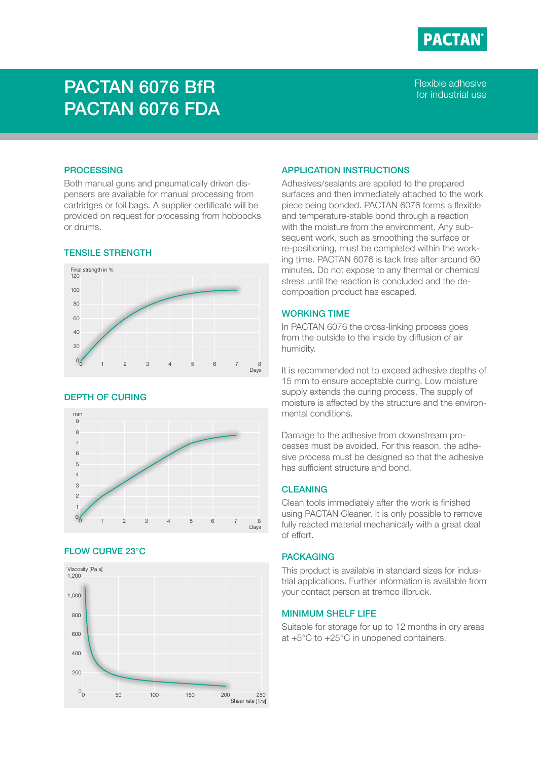# PACTAN 6076 BfR
# PACTAN 6076 FDA

Flexible adhesive for industrial use

## PROCESSING

Both manual guns and pneumatically driven dispensers are available for manual processing from cartridges or foil bags. A supplier certificate will be provided on request for processing from hobbocks or drums.

## TENSILE STRENGTH

## DEPTH OF CURING

## FLOW CURVE 23°C

## APPLICATION INSTRUCTIONS

Adhesives/sealants are applied to the prepared surfaces and then immediately attached to the work piece being bonded. PACTAN 6076 forms a flexible and temperature-stable bond through a reaction with the moisture from the environment. Any subsequent work, such as smoothing the surface or re-positioning, must be completed within the working time. PACTAN 6076 is tack free after around 60 minutes. Do not expose to any thermal or chemical stress until the reaction is concluded and the decomposition product has escaped.

## WORKING TIME

In PACTAN 6076 the cross-linking process goes from the outside to the inside by diffusion of air humidity.

It is recommended not to exceed adhesive depths of 15 mm to ensure acceptable curing. Low moisture supply extends the curing process. The supply of moisture is affected by the structure and the environmental conditions.

Damage to the adhesive from downstream processes must be avoided. For this reason, the adhesive process must be designed so that the adhesive has sufficient structure and bond.

## CLEANING

Clean tools immediately after the work is finished using PACTAN Cleaner. It is only possible to remove fully reacted material mechanically with a great deal of effort.

## PACKAGING

This product is available in standard sizes for industrial applications. Further information is available from your contact person at tremco illbruck.

## MINIMUM SHELF LIFE

Suitable for storage for up to 12 months in dry areas at +5°C to +25°C in unopened containers.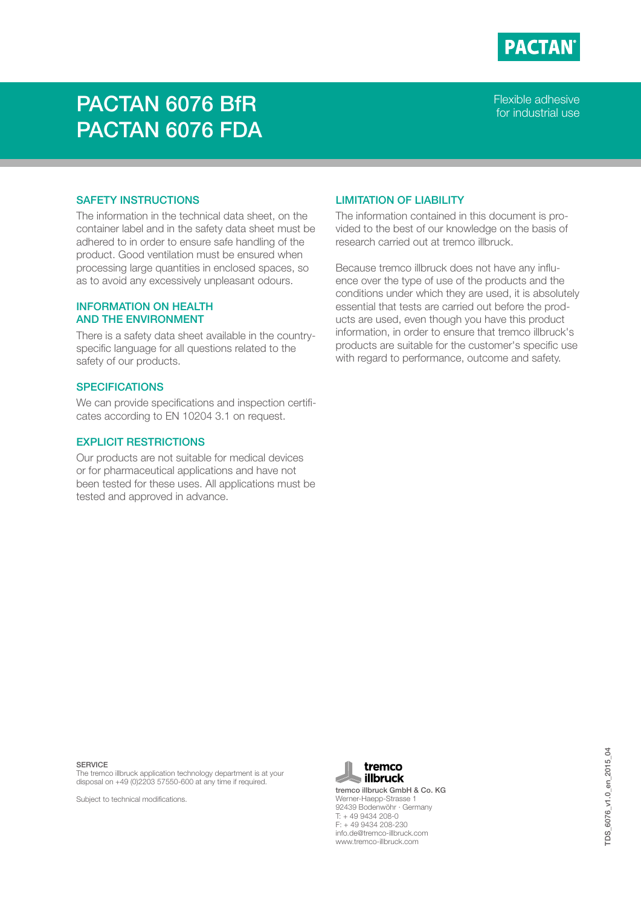# PACTAN 6076 BfR
# PACTAN 6076 FDA

Flexible adhesive for industrial use

## SAFETY INSTRUCTIONS

The information in the technical data sheet, on the container label and in the safety data sheet must be adhered to in order to ensure safe handling of the product. Good ventilation must be ensured when processing large quantities in enclosed spaces, so as to avoid any excessively unpleasant odours.

## INFORMATION ON HEALTH AND THE ENVIRONMENT

There is a safety data sheet available in the country-specific language for all questions related to the safety of our products.

## SPECIFICATIONS

We can provide specifications and inspection certificates according to EN 10204 3.1 on request.

## EXPLICIT RESTRICTIONS

Our products are not suitable for medical devices or for pharmaceutical applications and have not been tested for these uses. All applications must be tested and approved in advance.

## LIMITATION OF LIABILITY

The information contained in this document is provided to the best of our knowledge on the basis of research carried out at tremco illbruck.

Because tremco illbruck does not have any influence over the type of use of the products and the conditions under which they are used, it is absolutely essential that tests are carried out before the products are used, even though you have this product information, in order to ensure that tremco illbruck's products are suitable for the customer's specific use with regard to performance, outcome and safety.

SERVICE
The tremco illbruck application technology department is at your disposal on +49 (0)2203 57550-600 at any time if required.

Subject to technical modifications.

tremco illbruck GmbH & Co. KG
Werner-Haepp-Strasse 1
92439 Bodenwöhr · Germany
T: + 49 9434 208-0
F: + 49 9434 208-230
info.de@tremco-illbruck.com
www.tremco-illbruck.com

TDS_6076_v1.0_en_2015_04